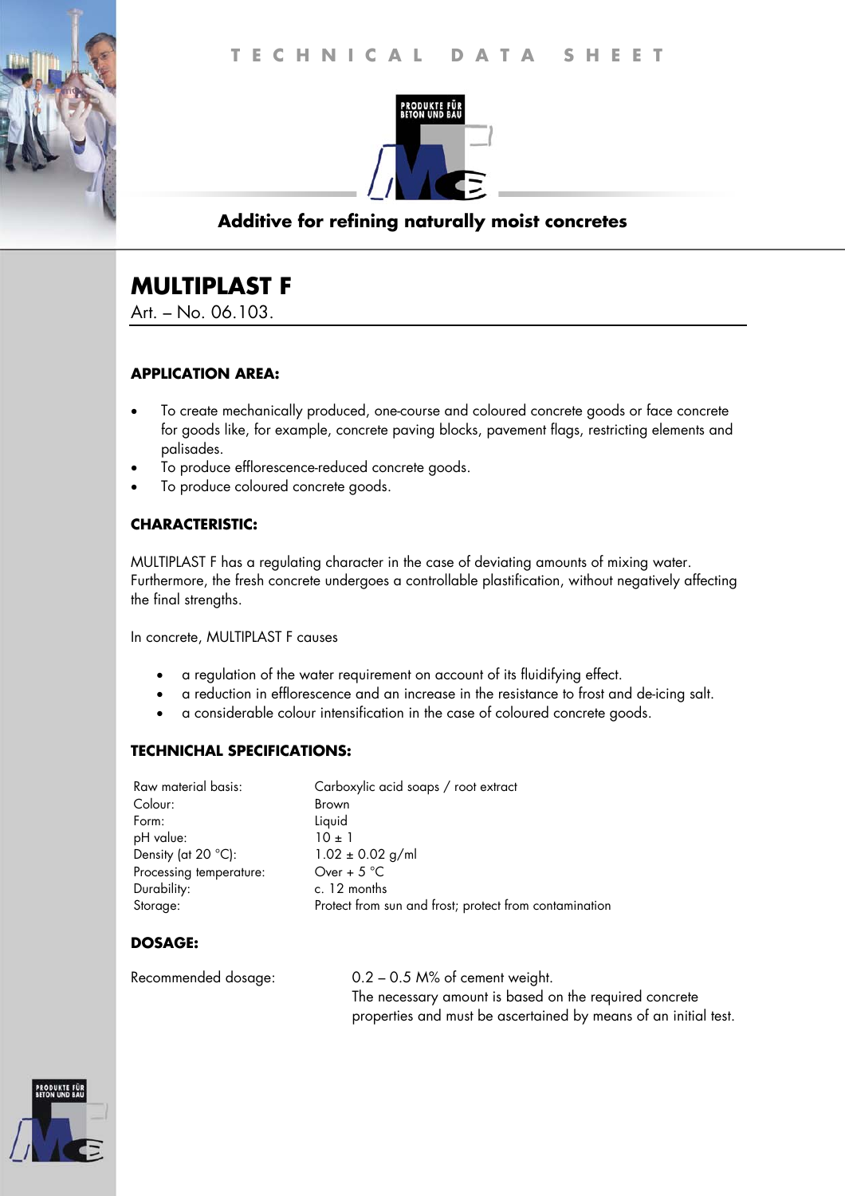TECHNICAL DATA SHEET

PRODUKTE FÜR BETON UND BAU

## Additive for refining naturally moist concretes

# MULTIPLAST F

Art. – No. 06.103.

### APPLICATION AREA:

- To create mechanically produced, one-course and coloured concrete goods or face concrete for goods like, for example, concrete paving blocks, pavement flags, restricting elements and palisades.
- To produce efflorescence-reduced concrete goods.
- To produce coloured concrete goods.

### CHARACTERISTIC:

MULTIPLAST F has a regulating character in the case of deviating amounts of mixing water. Furthermore, the fresh concrete undergoes a controllable plastification, without negatively affecting the final strengths.

In concrete, MULTIPLAST F causes

- a regulation of the water requirement on account of its fluidifying effect.
- a reduction in efflorescence and an increase in the resistance to frost and de-icing salt.
- a considerable colour intensification in the case of coloured concrete goods.

### TECHNICHAL SPECIFICATIONS:

| | |
|---|---|
| Raw material basis: | Carboxylic acid soaps / root extract |
| Colour: | Brown |
| Form: | Liquid |
| pH value: | 10 ± 1 |
| Density (at 20 °C): | 1.02 ± 0.02 g/ml |
| Processing temperature: | Over + 5 °C |
| Durability: | c. 12 months |
| Storage: | Protect from sun and frost; protect from contamination |

### DOSAGE:

| | |
|---|---|
| Recommended dosage: | 0.2 – 0.5 M% of cement weight. The necessary amount is based on the required concrete properties and must be ascertained by means of an initial test. |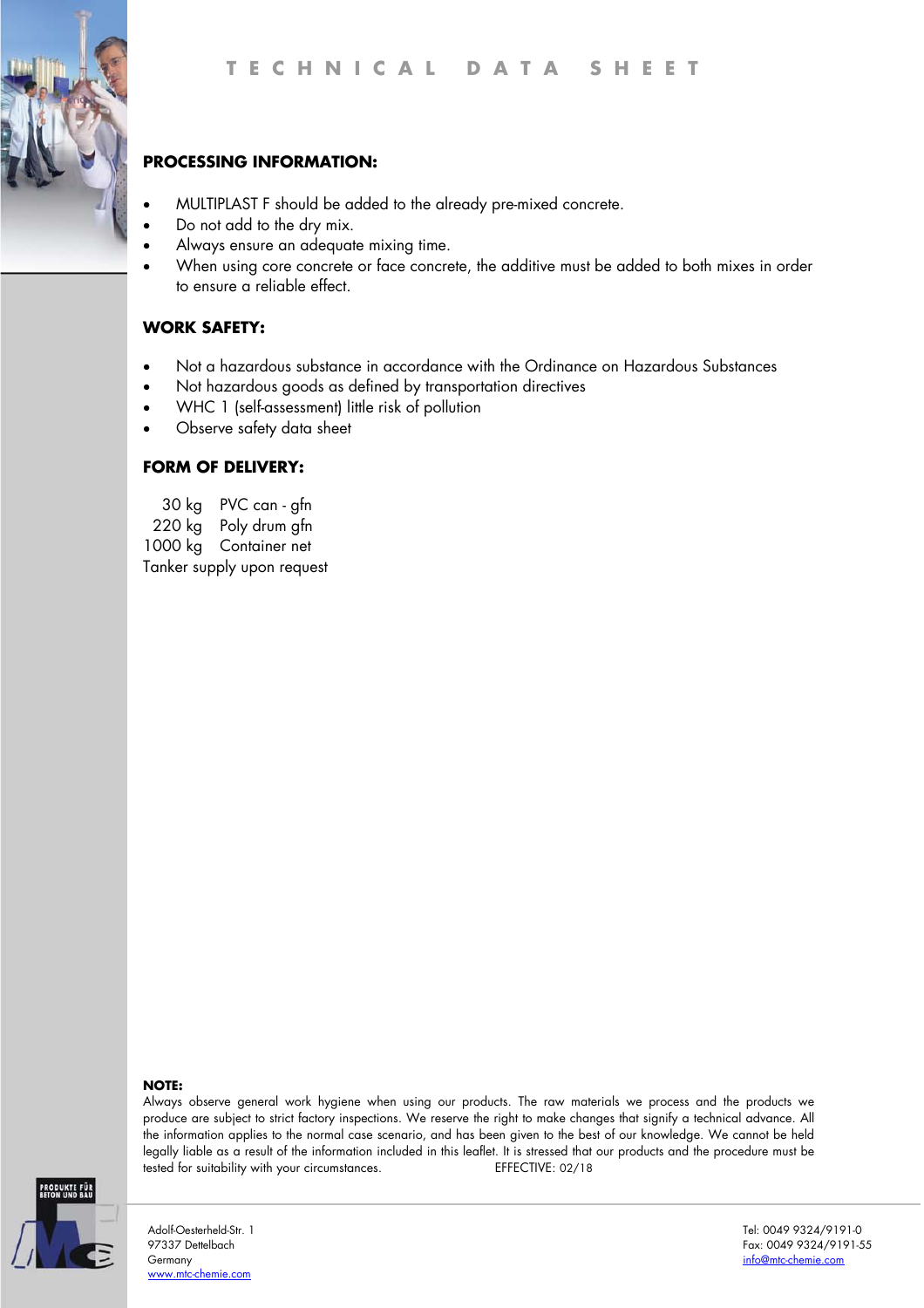# TECHNICAL DATA SHEET

## PROCESSING INFORMATION:

- MULTIPLAST F should be added to the already pre-mixed concrete.
- Do not add to the dry mix.
- Always ensure an adequate mixing time.
- When using core concrete or face concrete, the additive must be added to both mixes in order to ensure a reliable effect.

## WORK SAFETY:

- Not a hazardous substance in accordance with the Ordinance on Hazardous Substances
- Not hazardous goods as defined by transportation directives
- WHC 1 (self-assessment) little risk of pollution
- Observe safety data sheet

## FORM OF DELIVERY:

| | |
|---|---|
| 30 kg | PVC can - gfn |
| 220 kg | Poly drum gfn |
| 1000 kg | Container net |

Tanker supply upon request

**NOTE:**
Always observe general work hygiene when using our products. The raw materials we process and the products we produce are subject to strict factory inspections. We reserve the right to make changes that signify a technical advance. All the information applies to the normal case scenario, and has been given to the best of our knowledge. We cannot be held legally liable as a result of the information included in this leaflet. It is stressed that our products and the procedure must be tested for suitability with your circumstances. EFFECTIVE: 02/18

Adolf-Oesterheld-Str. 1
97337 Dettelbach
Germany
www.mtc-chemie.com

Tel: 0049 9324/9191-0
Fax: 0049 9324/9191-55
info@mtc-chemie.com